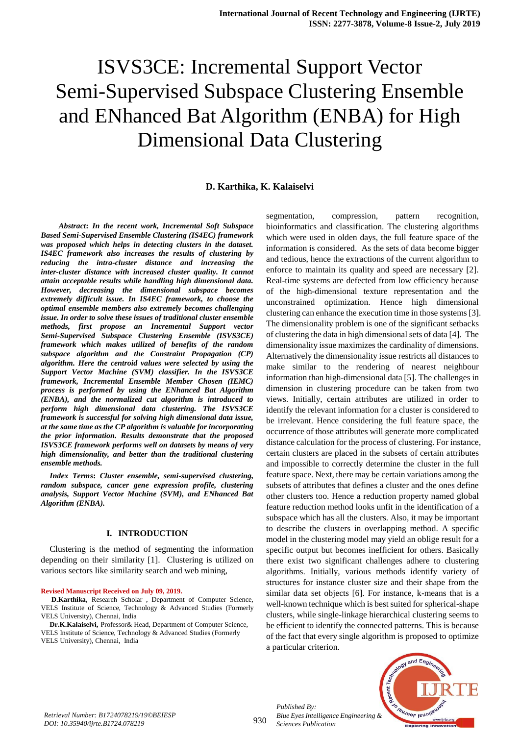# ISVS3CE: Incremental Support Vector Semi-Supervised Subspace Clustering Ensemble and ENhanced Bat Algorithm (ENBA) for High Dimensional Data Clustering

**D. Karthika, K. Kalaiselvi**

***Abstract*: *In the recent work, Incremental Soft Subspace Based Semi-Supervised Ensemble Clustering (IS4EC) framework was proposed which helps in detecting clusters in the dataset. IS4EC framework also increases the results of clustering by reducing the intra-cluster distance and increasing the inter-cluster distance with increased cluster quality. It cannot attain acceptable results while handling high dimensional data. However, decreasing the dimensional subspace becomes extremely difficult issue. In IS4EC framework, to choose the optimal ensemble members also extremely becomes challenging issue. In order to solve these issues of traditional cluster ensemble methods, first propose an Incremental Support vector Semi-Supervised Subspace Clustering Ensemble (ISVS3CE) framework which makes utilized of benefits of the random subspace algorithm and the Constraint Propagation (CP) algorithm. Here the centroid values were selected by using the Support Vector Machine (SVM) classifier. In the ISVS3CE framework, Incremental Ensemble Member Chosen (IEMC) process is performed by using the ENhanced Bat Algorithm (ENBA), and the normalized cut algorithm is introduced to perform high dimensional data clustering. The ISVS3CE framework is successful for solving high dimensional data issue, at the same time as the CP algorithm is valuable for incorporating the prior information. Results demonstrate that the proposed ISVS3CE framework performs well on datasets by means of very high dimensionality, and better than the traditional clustering ensemble methods.***

***Index Terms*: *Cluster ensemble, semi-supervised clustering, random subspace, cancer gene expression profile, clustering analysis, Support Vector Machine (SVM), and ENhanced Bat Algorithm (ENBA).***

## I. INTRODUCTION

Clustering is the method of segmenting the information depending on their similarity [1]. Clustering is utilized on various sectors like similarity search and web mining, segmentation, compression, pattern recognition, bioinformatics and classification. The clustering algorithms which were used in olden days, the full feature space of the information is considered. As the sets of data become bigger and tedious, hence the extractions of the current algorithm to enforce to maintain its quality and speed are necessary [2]. Real-time systems are defected from low efficiency because of the high-dimensional texture representation and the unconstrained optimization. Hence high dimensional clustering can enhance the execution time in those systems [3]. The dimensionality problem is one of the significant setbacks of clustering the data in high dimensional sets of data [4]. The dimensionality issue maximizes the cardinality of dimensions. Alternatively the dimensionality issue restricts all distances to make similar to the rendering of nearest neighbour information than high-dimensional data [5]. The challenges in dimension in clustering procedure can be taken from two views. Initially, certain attributes are utilized in order to identify the relevant information for a cluster is considered to be irrelevant. Hence considering the full feature space, the occurrence of those attributes will generate more complicated distance calculation for the process of clustering. For instance, certain clusters are placed in the subsets of certain attributes and impossible to correctly determine the cluster in the full feature space. Next, there may be certain variations among the subsets of attributes that defines a cluster and the ones define other clusters too. Hence a reduction property named global feature reduction method looks unfit in the identification of a subspace which has all the clusters. Also, it may be important to describe the clusters in overlapping method. A specific model in the clustering model may yield an oblige result for a specific output but becomes inefficient for others. Basically there exist two significant challenges adhere to clustering algorithms. Initially, various methods identify variety of structures for instance cluster size and their shape from the similar data set objects [6]. For instance, k-means that is a well-known technique which is best suited for spherical-shape clusters, while single-linkage hierarchical clustering seems to be efficient to identify the connected patterns. This is because of the fact that every single algorithm is proposed to optimize a particular criterion.

**Revised Manuscript Received on July 09, 2019.**

**D.Karthika,** Research Scholar , Department of Computer Science, VELS Institute of Science, Technology & Advanced Studies (Formerly VELS University), Chennai, India

**Dr.K.Kalaiselvi,** Professor& Head, Department of Computer Science, VELS Institute of Science, Technology & Advanced Studies (Formerly VELS University), Chennai, India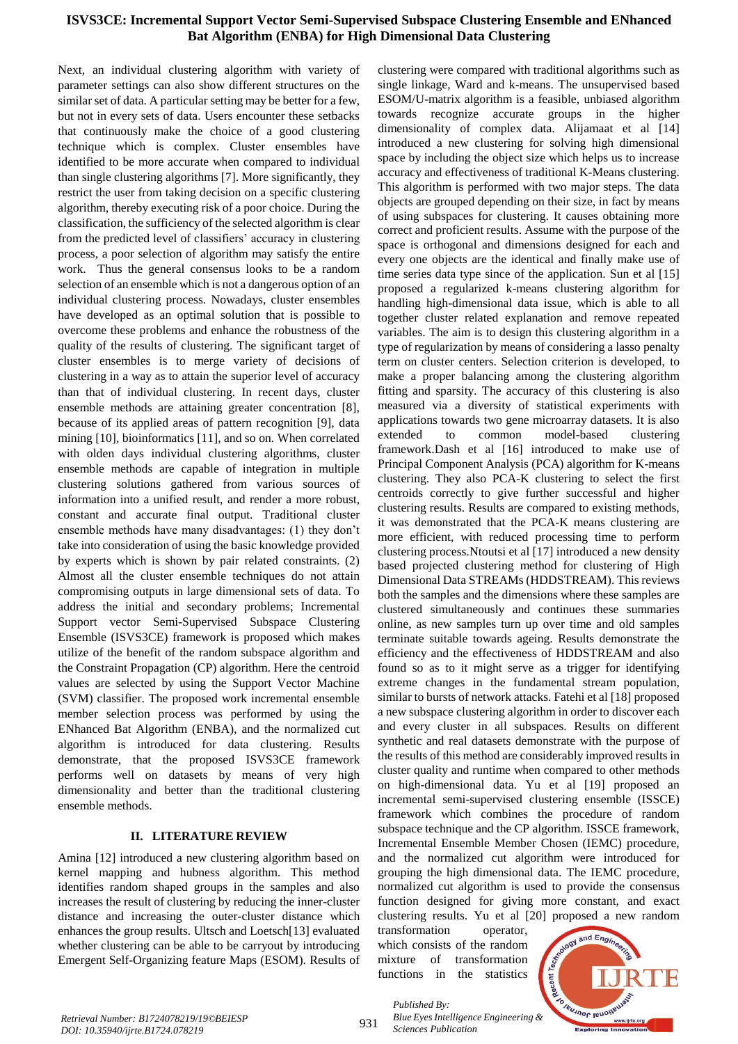Next, an individual clustering algorithm with variety of parameter settings can also show different structures on the similar set of data. A particular setting may be better for a few, but not in every sets of data. Users encounter these setbacks that continuously make the choice of a good clustering technique which is complex. Cluster ensembles have identified to be more accurate when compared to individual than single clustering algorithms [7]. More significantly, they restrict the user from taking decision on a specific clustering algorithm, thereby executing risk of a poor choice. During the classification, the sufficiency of the selected algorithm is clear from the predicted level of classifiers' accuracy in clustering process, a poor selection of algorithm may satisfy the entire work. Thus the general consensus looks to be a random selection of an ensemble which is not a dangerous option of an individual clustering process. Nowadays, cluster ensembles have developed as an optimal solution that is possible to overcome these problems and enhance the robustness of the quality of the results of clustering. The significant target of cluster ensembles is to merge variety of decisions of clustering in a way as to attain the superior level of accuracy than that of individual clustering. In recent days, cluster ensemble methods are attaining greater concentration [8], because of its applied areas of pattern recognition [9], data mining [10], bioinformatics [11], and so on. When correlated with olden days individual clustering algorithms, cluster ensemble methods are capable of integration in multiple clustering solutions gathered from various sources of information into a unified result, and render a more robust, constant and accurate final output. Traditional cluster ensemble methods have many disadvantages: (1) they don't take into consideration of using the basic knowledge provided by experts which is shown by pair related constraints. (2) Almost all the cluster ensemble techniques do not attain compromising outputs in large dimensional sets of data. To address the initial and secondary problems; Incremental Support vector Semi-Supervised Subspace Clustering Ensemble (ISVS3CE) framework is proposed which makes utilize of the benefit of the random subspace algorithm and the Constraint Propagation (CP) algorithm. Here the centroid values are selected by using the Support Vector Machine (SVM) classifier. The proposed work incremental ensemble member selection process was performed by using the ENhanced Bat Algorithm (ENBA), and the normalized cut algorithm is introduced for data clustering. Results demonstrate, that the proposed ISVS3CE framework performs well on datasets by means of very high dimensionality and better than the traditional clustering ensemble methods.

## II. LITERATURE REVIEW

Amina [12] introduced a new clustering algorithm based on kernel mapping and hubness algorithm. This method identifies random shaped groups in the samples and also increases the result of clustering by reducing the inner-cluster distance and increasing the outer-cluster distance which enhances the group results. Ultsch and Loetsch[13] evaluated whether clustering can be able to be carryout by introducing Emergent Self-Organizing feature Maps (ESOM). Results of clustering were compared with traditional algorithms such as single linkage, Ward and k-means. The unsupervised based ESOM/U-matrix algorithm is a feasible, unbiased algorithm towards recognize accurate groups in the higher dimensionality of complex data. Alijamaat et al [14] introduced a new clustering for solving high dimensional space by including the object size which helps us to increase accuracy and effectiveness of traditional K-Means clustering. This algorithm is performed with two major steps. The data objects are grouped depending on their size, in fact by means of using subspaces for clustering. It causes obtaining more correct and proficient results. Assume with the purpose of the space is orthogonal and dimensions designed for each and every one objects are the identical and finally make use of time series data type since of the application. Sun et al [15] proposed a regularized k-means clustering algorithm for handling high-dimensional data issue, which is able to all together cluster related explanation and remove repeated variables. The aim is to design this clustering algorithm in a type of regularization by means of considering a lasso penalty term on cluster centers. Selection criterion is developed, to make a proper balancing among the clustering algorithm fitting and sparsity. The accuracy of this clustering is also measured via a diversity of statistical experiments with applications towards two gene microarray datasets. It is also extended to common model-based clustering framework.Dash et al [16] introduced to make use of Principal Component Analysis (PCA) algorithm for K-means clustering. They also PCA-K clustering to select the first centroids correctly to give further successful and higher clustering results. Results are compared to existing methods, it was demonstrated that the PCA-K means clustering are more efficient, with reduced processing time to perform clustering process.Ntoutsi et al [17] introduced a new density based projected clustering method for clustering of High Dimensional Data STREAMs (HDDSTREAM). This reviews both the samples and the dimensions where these samples are clustered simultaneously and continues these summaries online, as new samples turn up over time and old samples terminate suitable towards ageing. Results demonstrate the efficiency and the effectiveness of HDDSTREAM and also found so as to it might serve as a trigger for identifying extreme changes in the fundamental stream population, similar to bursts of network attacks. Fatehi et al [18] proposed a new subspace clustering algorithm in order to discover each and every cluster in all subspaces. Results on different synthetic and real datasets demonstrate with the purpose of the results of this method are considerably improved results in cluster quality and runtime when compared to other methods on high-dimensional data. Yu et al [19] proposed an incremental semi-supervised clustering ensemble (ISSCE) framework which combines the procedure of random subspace technique and the CP algorithm. ISSCE framework, Incremental Ensemble Member Chosen (IEMC) procedure, and the normalized cut algorithm were introduced for grouping the high dimensional data. The IEMC procedure, normalized cut algorithm is used to provide the consensus function designed for giving more constant, and exact clustering results. Yu et al [20] proposed a new random transformation operator, which consists of the random mixture of transformation functions in the statistics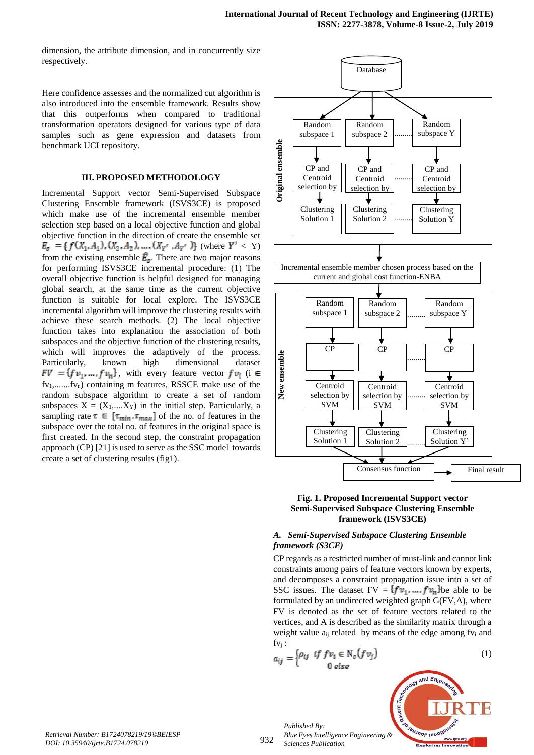dimension, the attribute dimension, and in concurrently size respectively.

Here confidence assesses and the normalized cut algorithm is also introduced into the ensemble framework. Results show that this outperforms when compared to traditional transformation operators designed for various type of data samples such as gene expression and datasets from benchmark UCI repository.

## III. PROPOSED METHODOLOGY

Incremental Support vector Semi-Supervised Subspace Clustering Ensemble framework (ISVS3CE) is proposed which make use of the incremental ensemble member selection step based on a local objective function and global objective function in the direction of create the ensemble set $E_s = \{f(X_1, A_1), (X_2, A_2), \ldots, (X_{Y'}, A_{Y'})\}$ (where $Y' <$ Y) from the existing ensemble $\hat{E}_s$. There are two major reasons for performing ISVS3CE incremental procedure: (1) The overall objective function is helpful designed for managing global search, at the same time as the current objective function is suitable for local explore. The ISVS3CE incremental algorithm will improve the clustering results with achieve these search methods. (2) The local objective function takes into explanation the association of both subspaces and the objective function of the clustering results, which will improves the adaptively of the process. Particularly, known high dimensional dataset $FV = \{fv_1, \ldots, fv_n\}$, with every feature vector $fv_i$ (i $\in$ $fv_1, \ldots, fv_n$) containing m features, RSSCE make use of the random subspace algorithm to create a set of random subspaces X = ($X_1, \ldots, X_Y$) in the initial step. Particularly, a sampling rate $\tau \in [\tau_{min}, \tau_{max}]$ of the no. of features in the subspace over the total no. of features in the original space is first created. In the second step, the constraint propagation approach (CP) [21] is used to serve as the SSC model towards create a set of clustering results (fig1).

**Fig. 1. Proposed Incremental Support vector Semi-Supervised Subspace Clustering Ensemble framework (ISVS3CE)**

### *A. Semi-Supervised Subspace Clustering Ensemble framework (S3CE)*

CP regards as a restricted number of must-link and cannot link constraints among pairs of feature vectors known by experts, and decomposes a constraint propagation issue into a set of SSC issues. The dataset FV = $\{fv_1, \ldots, fv_n\}$be able to be formulated by an undirected weighted graph G(FV,A), where FV is denoted as the set of feature vectors related to the vertices, and A is described as the similarity matrix through a weight value $a_{ij}$ related by means of the edge among $fv_i$ and $fv_j$ :

$$a_{ij} = \begin{cases} \rho_{ij} & if\ fv_i \in N_c(fv_j) \\ 0 & else \end{cases} \tag{1}$$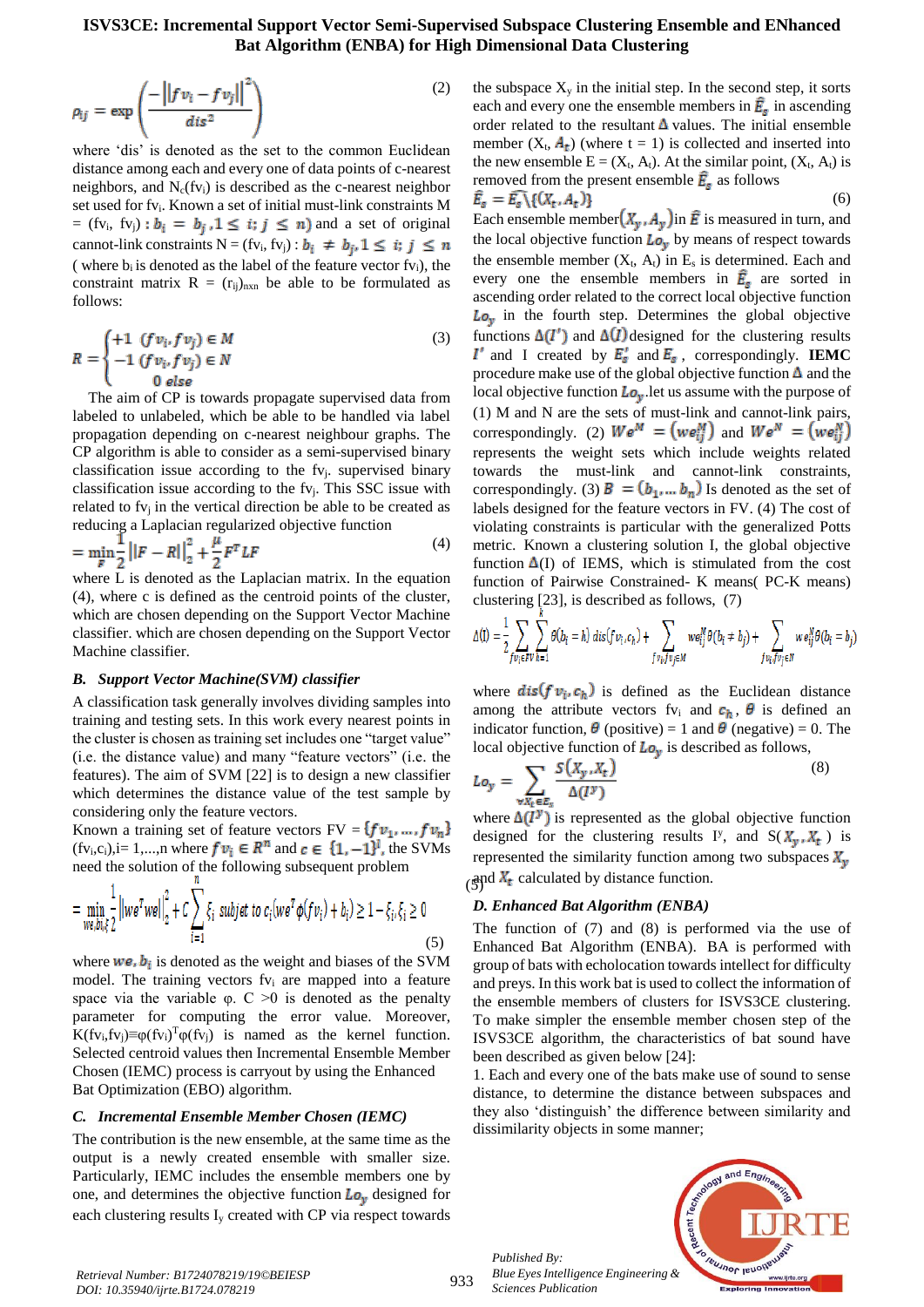$$\rho_{ij} = \exp\left(\frac{-\left\|fv_i - fv_j\right\|^2}{dis^2}\right) \quad (2)$$

where 'dis' is denoted as the set to the common Euclidean distance among each and every one of data points of c-nearest neighbors, and $N_c(fv_i)$ is described as the c-nearest neighbor set used for $fv_i$. Known a set of initial must-link constraints M = $(fv_i, fv_j) : b_i = b_j, 1 \le i; j \le n)$ and a set of original cannot-link constraints N = $(fv_i, fv_j) : b_i \ne b_j, 1 \le i; j \le n$ ( where $b_i$ is denoted as the label of the feature vector $fv_i$), the constraint matrix R = $(r_{ij})_{nxn}$ be able to be formulated as follows:

$$R = \begin{cases} +1 & (fv_i, fv_j) \in M \\ -1 & (fv_i, fv_j) \in N \\ 0 & else \end{cases} \quad (3)$$

The aim of CP is towards propagate supervised data from labeled to unlabeled, which be able to be handled via label propagation depending on c-nearest neighbour graphs. The CP algorithm is able to consider as a semi-supervised binary classification issue according to the $fv_i$. supervised binary classification issue according to the $fv_j$. This SSC issue with related to $fv_j$ in the vertical direction be able to be created as reducing a Laplacian regularized objective function

$$= \min_F \frac{1}{2}\left\|F - R\right\|_2^2 + \frac{\mu}{2}F^T LF \quad (4)$$

where L is denoted as the Laplacian matrix. In the equation (4), where c is defined as the centroid points of the cluster, which are chosen depending on the Support Vector Machine classifier. which are chosen depending on the Support Vector Machine classifier.

### *B. Support Vector Machine(SVM) classifier*

A classification task generally involves dividing samples into training and testing sets. In this work every nearest points in the cluster is chosen as training set includes one "target value" (i.e. the distance value) and many "feature vectors" (i.e. the features). The aim of SVM [22] is to design a new classifier which determines the distance value of the test sample by considering only the feature vectors.

Known a training set of feature vectors FV = $\{fv_1, \ldots, fv_n\}$ $(fv_i, c_i)$, i= 1,...,n where $fv_i \in R^n$ and $c \in \{1, -1\}^l$, the SVMs need the solution of the following subsequent problem

$$= \min_{we, b_i, \xi} \frac{1}{2}\left\|we^T we\right\|_2^2 + C\sum_{i=1}^{n} \xi_i \ \ subjet\ to\ c_i(we^T\phi(fv_i) + b_i) \ge 1 - \xi_i, \xi_i \ge 0 \quad (5)$$

where $we, b_i$ is denoted as the weight and biases of the SVM model. The training vectors $fv_i$ are mapped into a feature space via the variable φ. C >0 is denoted as the penalty parameter for computing the error value. Moreover, $K(fv_i,fv_j) \equiv \varphi(fv_i)^T\varphi(fv_j)$ is named as the kernel function. Selected centroid values then Incremental Ensemble Member Chosen (IEMC) process is carryout by using the Enhanced Bat Optimization (EBO) algorithm.

### *C. Incremental Ensemble Member Chosen (IEMC)*

The contribution is the new ensemble, at the same time as the output is a newly created ensemble with smaller size. Particularly, IEMC includes the ensemble members one by one, and determines the objective function $Lo_y$ designed for each clustering results $I_y$ created with CP via respect towards the subspace $X_y$ in the initial step. In the second step, it sorts each and every one the ensemble members in $\widehat{E}_s$ in ascending order related to the resultant Δ values. The initial ensemble member $(X_t, A_t)$ (where t = 1) is collected and inserted into the new ensemble E = $(X_t, A_t)$. At the similar point, $(X_t, A_t)$ is removed from the present ensemble $\widehat{E}_s$ as follows

$$\widehat{E}_s = \widehat{E}_s \setminus \{(X_t, A_t)\} \quad (6)$$

Each ensemble member$(X_y, A_y)$in $\widehat{E}$ is measured in turn, and the local objective function $Lo_y$ by means of respect towards the ensemble member $(X_t, A_t)$ in $E_s$ is determined. Each and every one the ensemble members in $\widehat{E}_s$ are sorted in ascending order related to the correct local objective function $Lo_y$ in the fourth step. Determines the global objective functions $\Delta(I')$ and $\Delta(I)$designed for the clustering results $I'$ and I created by $E_s'$ and $E_s$, correspondingly. **IEMC** procedure make use of the global objective function Δ and the local objective function $Lo_y$.let us assume with the purpose of (1) M and N are the sets of must-link and cannot-link pairs, correspondingly. (2) $We^M = (we_{ij}^M)$ and $We^N = (we_{ij}^N)$ represents the weight sets which include weights related towards the must-link and cannot-link constraints, correspondingly. (3) $B = (b_1, \ldots b_n)$ Is denoted as the set of labels designed for the feature vectors in FV. (4) The cost of violating constraints is particular with the generalized Potts metric. Known a clustering solution I, the global objective function Δ(I) of IEMS, which is stimulated from the cost function of Pairwise Constrained- K means( PC-K means) clustering [23], is described as follows, (7)

$$\Delta(I) = \frac{1}{2}\sum_{fv_i \in FV}\sum_{h=1}^{k}\theta(b_i = h)\ dis(fv_i, c_h) + \sum_{fv_i fv_j \in M} we_{ij}^M \theta(b_i \ne b_j) + \sum_{fv_i fv_j \in N} we_{ij}^N \theta(b_i = b_j)$$

where $dis(fv_i, c_h)$ is defined as the Euclidean distance among the attribute vectors $fv_i$ and $c_h$, $\theta$ is defined an indicator function, $\theta$ (positive) = 1 and $\theta$ (negative) = 0. The local objective function of $Lo_y$ is described as follows,

$$Lo_y = \sum_{\forall X_t \in E_s} \frac{S(X_y, X_t)}{\Delta(I^y)} \quad (8)$$

where $\Delta(I^y)$ is represented as the global objective function designed for the clustering results $I^y$, and $S(X_y, X_t)$ is represented the similarity function among two subspaces $X_y$ and $X_t$ calculated by distance function.

### *D. Enhanced Bat Algorithm (ENBA)*

The function of (7) and (8) is performed via the use of Enhanced Bat Algorithm (ENBA). BA is performed with group of bats with echolocation towards intellect for difficulty and preys. In this work bat is used to collect the information of the ensemble members of clusters for ISVS3CE clustering. To make simpler the ensemble member chosen step of the ISVS3CE algorithm, the characteristics of bat sound have been described as given below [24]:

1. Each and every one of the bats make use of sound to sense distance, to determine the distance between subspaces and they also 'distinguish' the difference between similarity and dissimilarity objects in some manner;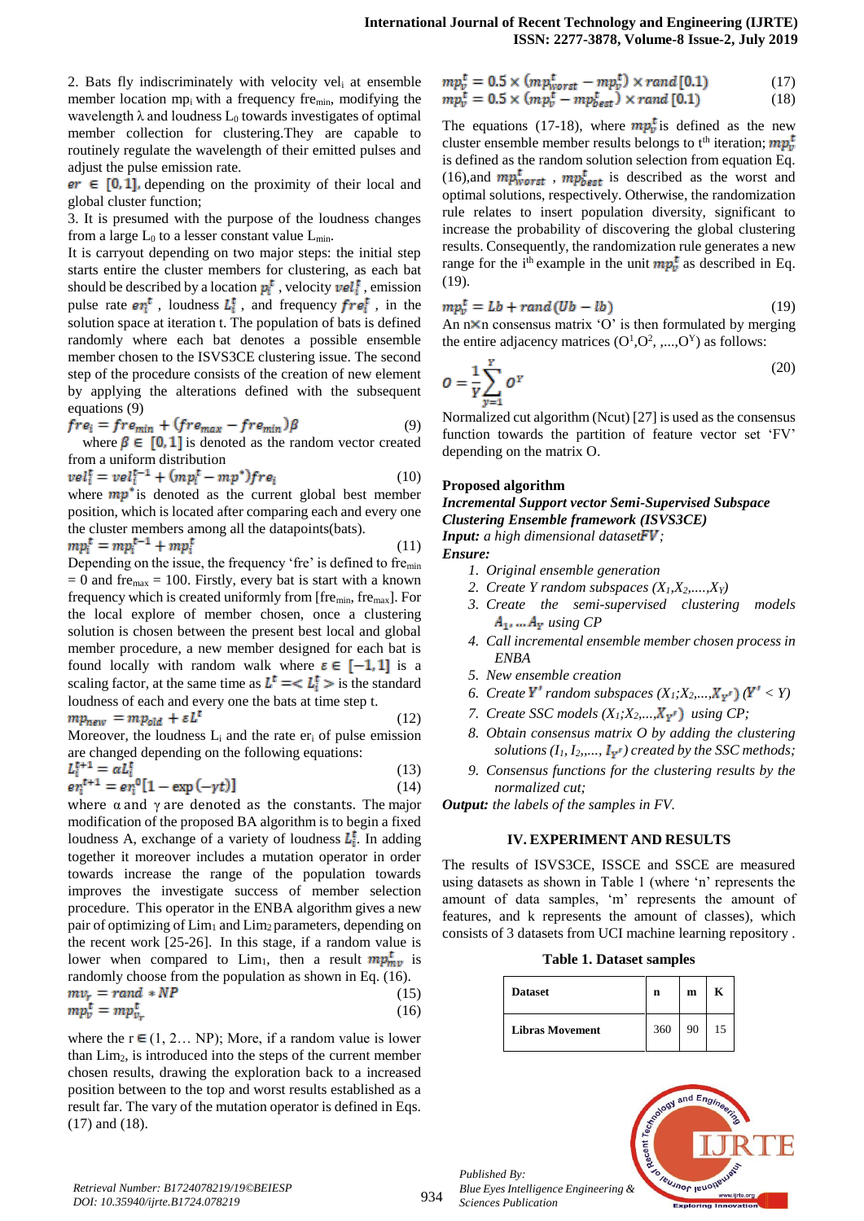2. Bats fly indiscriminately with velocity $vel_i$ at ensemble member location $mp_i$ with a frequency $fre_{min}$, modifying the wavelength λ and loudness $L_0$ towards investigates of optimal member collection for clustering.They are capable to routinely regulate the wavelength of their emitted pulses and adjust the pulse emission rate.

$er \in [0,1]$, depending on the proximity of their local and global cluster function;

3. It is presumed with the purpose of the loudness changes from a large $L_0$ to a lesser constant value $L_{min}$.

It is carryout depending on two major steps: the initial step starts entire the cluster members for clustering, as each bat should be described by a location $p_i^t$, velocity $vel_i^t$, emission pulse rate $er_i^t$, loudness $L_i^t$, and frequency $fre_i^t$, in the solution space at iteration t. The population of bats is defined randomly where each bat denotes a possible ensemble member chosen to the ISVS3CE clustering issue. The second step of the procedure consists of the creation of new element by applying the alterations defined with the subsequent equations (9)

$$fre_i = fre_{min} + (fre_{max} - fre_{min})\beta \tag{9}$$

where $\beta \in [0,1]$ is denoted as the random vector created from a uniform distribution

$$vel_i^t = vel_i^{t-1} + (mp_i^t - mp^*)fre_i \tag{10}$$

where $mp^*$ is denoted as the current global best member position, which is located after comparing each and every one the cluster members among all the datapoints(bats).

$$mp_i^t = mp_i^{t-1} + mp_i^t \tag{11}$$

Depending on the issue, the frequency 'fre' is defined to $fre_{min} = 0$ and $fre_{max} = 100$. Firstly, every bat is start with a known frequency which is created uniformly from $[fre_{min}, fre_{max}]$. For the local explore of member chosen, once a clustering solution is chosen between the present best local and global member procedure, a new member designed for each bat is found locally with random walk where $\varepsilon \in [-1,1]$ is a scaling factor, at the same time as $L^t = < L_i^t >$ is the standard loudness of each and every one the bats at time step t.

$$mp_{new} = mp_{old} + \varepsilon L^t \tag{12}$$

Moreover, the loudness $L_i$ and the rate $er_i$ of pulse emission are changed depending on the following equations:

$$L_i^{t+1} = \alpha L_i^t \tag{13}$$

$$er_i^{t+1} = er_i^0[1 - \exp(-\gamma t)] \tag{14}$$

where α and γ are denoted as the constants. The major modification of the proposed BA algorithm is to begin a fixed loudness A, exchange of a variety of loudness $L_i^t$. In adding together it moreover includes a mutation operator in order towards increase the range of the population towards improves the investigate success of member selection procedure. This operator in the ENBA algorithm gives a new pair of optimizing of $Lim_1$ and $Lim_2$ parameters, depending on the recent work [25-26]. In this stage, if a random value is lower when compared to $Lim_1$, then a result $mp_{mv}^t$ is randomly choose from the population as shown in Eq. (16).

$$mv_r = rand * NP \tag{15}$$

$$mp_v^t = mp_{v_r}^t \tag{16}$$

where the $r \in (1, 2\ldots NP)$; More, if a random value is lower than $Lim_2$, is introduced into the steps of the current member chosen results, drawing the exploration back to a increased position between to the top and worst results established as a result far. The vary of the mutation operator is defined in Eqs. (17) and (18).

$$mp_v^t = 0.5 \times (mp_{worst}^t - mp_v^t) \times rand[0.1] \tag{17}$$

$$mp_v^t = 0.5 \times (mp_v^t - mp_{best}^t) \times rand[0.1] \tag{18}$$

The equations (17-18), where $mp_v^t$ is defined as the new cluster ensemble member results belongs to $t^{th}$ iteration; $mp_v^t$ is defined as the random solution selection from equation Eq. (16),and $mp_{worst}^t$ , $mp_{best}^t$ is described as the worst and optimal solutions, respectively. Otherwise, the randomization rule relates to insert population diversity, significant to increase the probability of discovering the global clustering results. Consequently, the randomization rule generates a new range for the $i^{th}$ example in the unit $mp_v^t$ as described in Eq. (19).

$$mp_v^t = Lb + rand(Ub - lb) \tag{19}$$

An n×n consensus matrix 'O' is then formulated by merging the entire adjacency matrices $(O^1, O^2, ,...,O^Y)$ as follows:

$$O = \frac{1}{Y}\sum_{y=1}^{Y} O^Y \tag{20}$$

Normalized cut algorithm (Ncut) [27] is used as the consensus function towards the partition of feature vector set 'FV' depending on the matrix O.

### Proposed algorithm

***Incremental Support vector Semi-Supervised Subspace Clustering Ensemble framework (ISVS3CE)***

***Input:*** *a high dimensional dataset* $FV$*;*

***Ensure:***

1. *Original ensemble generation*
2. *Create Y random subspaces* $(X_1, X_2, \ldots, X_Y)$
3. *Create the semi-supervised clustering models* $A_1, \ldots A_Y$ *using CP*
4. *Call incremental ensemble member chosen process in ENBA*
5. *New ensemble creation*
6. *Create* $Y'$ *random subspaces* $(X_1; X_2, \ldots, X_{Y'})$ $(Y' < Y)$
7. *Create SSC models* $(X_1; X_2, \ldots, X_{Y'})$ *using CP;*
8. *Obtain consensus matrix O by adding the clustering solutions* $(I_1, I_2, \ldots, I_{Y'})$ *created by the SSC methods;*
9. *Consensus functions for the clustering results by the normalized cut;*

***Output:*** *the labels of the samples in FV.*

## IV. EXPERIMENT AND RESULTS

The results of ISVS3CE, ISSCE and SSCE are measured using datasets as shown in Table 1 (where 'n' represents the amount of data samples, 'm' represents the amount of features, and k represents the amount of classes), which consists of 3 datasets from UCI machine learning repository .

**Table 1. Dataset samples**

| Dataset | n | m | K |
|---|---|---|---|
| Libras Movement | 360 | 90 | 15 |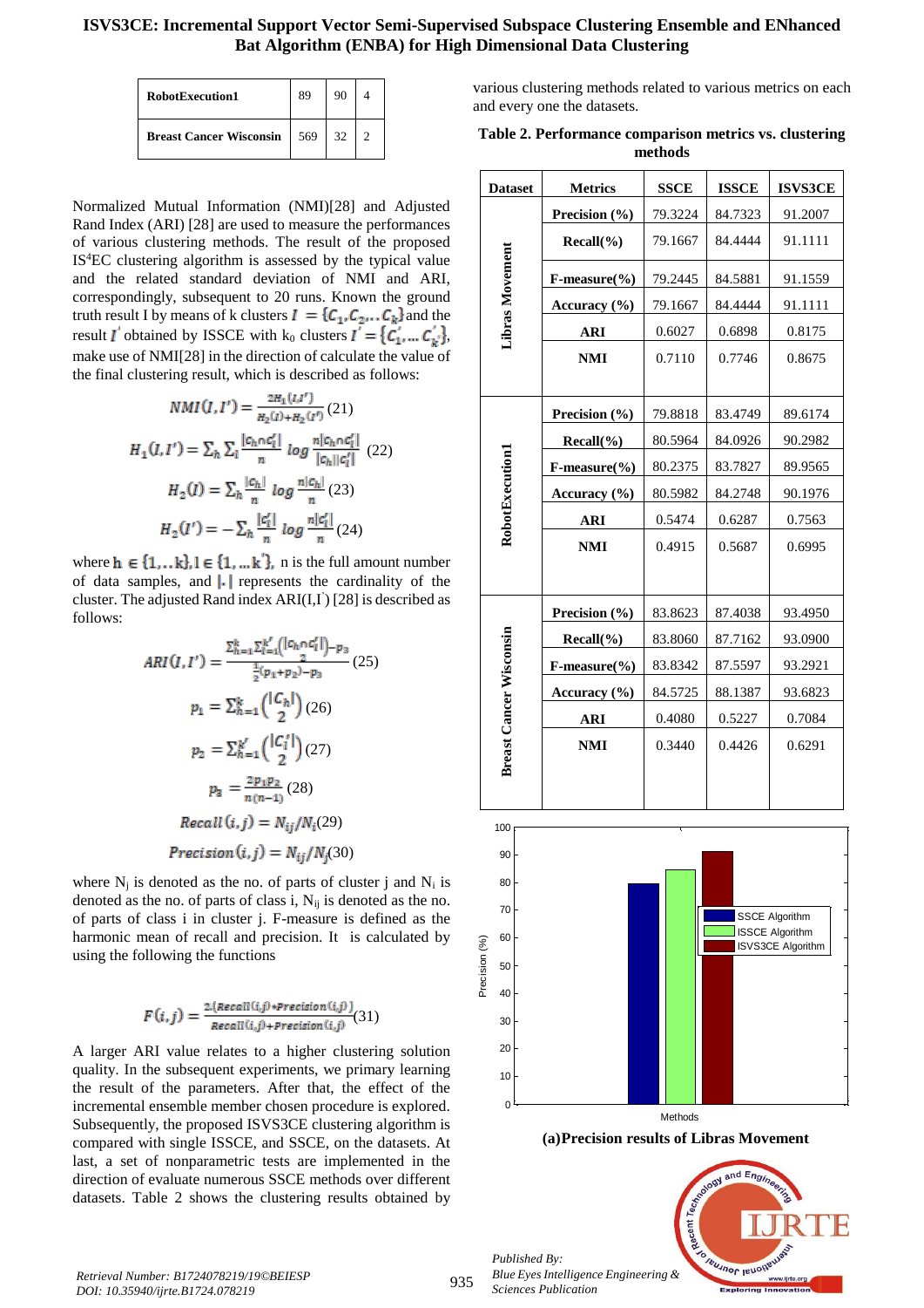| RobotExecution1 | 89 | 90 | 4 |
|---|---|---|---|
| Breast Cancer Wisconsin | 569 | 32 | 2 |

Normalized Mutual Information (NMI)[28] and Adjusted Rand Index (ARI) [28] are used to measure the performances of various clustering methods. The result of the proposed IS[4]EC clustering algorithm is assessed by the typical value and the related standard deviation of NMI and ARI, correspondingly, subsequent to 20 runs. Known the ground truth result I by means of k clusters $I = \{C_1, C_2, \ldots C_k\}$ and the result $I'$ obtained by ISSCE with $k_0$ clusters $I' = \{C_1', \ldots C_{k'}'\}$, make use of NMI[28] in the direction of calculate the value of the final clustering result, which is described as follows:

$$NMI(I, I') = \frac{2H_1(I, I')}{H_2(I) + H_2(I')} \quad (21)$$

$$H_1(I, I') = \sum_h \sum_l \frac{|C_h \cap C_l'|}{n} \log \frac{n|C_h \cap C_l'|}{|C_h||C_l'|} \quad (22)$$

$$H_2(I) = \sum_h \frac{|C_h|}{n} \log \frac{n|C_h|}{n} \quad (23)$$

$$H_2(I') = -\sum_h \frac{|C_l'|}{n} \log \frac{n|C_l'|}{n} \quad (24)$$

where $h \in \{1, \ldots k\}, l \in \{1, \ldots k'\}$, n is the full amount number of data samples, and $|.|$ represents the cardinality of the cluster. The adjusted Rand index ARI(I,I') [28] is described as follows:

$$ARI(I, I') = \frac{\sum_{h=1}^{k} \sum_{l=1}^{k'} \binom{|C_h \cap C_l'|}{2} - p_3}{\frac{1}{2}(p_1 + p_2) - p_3} \quad (25)$$

$$p_1 = \sum_{h=1}^{k} \binom{|C_h|}{2} \quad (26)$$

$$p_2 = \sum_{l=1}^{k'} \binom{|C_l'|}{2} \quad (27)$$

$$p_3 = \frac{2p_1 p_2}{n(n-1)} \quad (28)$$

$$Recall(i, j) = N_{ij}/N_i \quad (29)$$

$$Precision(i, j) = N_{ij}/N_j \quad (30)$$

where $N_j$ is denoted as the no. of parts of cluster j and $N_i$ is denoted as the no. of parts of class i, $N_{ij}$ is denoted as the no. of parts of class i in cluster j. F-measure is defined as the harmonic mean of recall and precision. It is calculated by using the following the functions

$$F(i, j) = \frac{2.(Recall(i, j) * Precision(i, j))}{Recall(i, j) + Precision(i, j)} \quad (31)$$

A larger ARI value relates to a higher clustering solution quality. In the subsequent experiments, we primary learning the result of the parameters. After that, the effect of the incremental ensemble member chosen procedure is explored. Subsequently, the proposed ISVS3CE clustering algorithm is compared with single ISSCE, and SSCE, on the datasets. At last, a set of nonparametric tests are implemented in the direction of evaluate numerous SSCE methods over different datasets. Table 2 shows the clustering results obtained by various clustering methods related to various metrics on each and every one the datasets.

**Table 2. Performance comparison metrics vs. clustering methods**

| Dataset | Metrics | SSCE | ISSCE | ISVS3CE |
|---|---|---|---|---|
| Libras Movement | Precision (%) | 79.3224 | 84.7323 | 91.2007 |
| | Recall(%) | 79.1667 | 84.4444 | 91.1111 |
| | F-measure(%) | 79.2445 | 84.5881 | 91.1559 |
| | Accuracy (%) | 79.1667 | 84.4444 | 91.1111 |
| | ARI | 0.6027 | 0.6898 | 0.8175 |
| | NMI | 0.7110 | 0.7746 | 0.8675 |
| RobotExecution1 | Precision (%) | 79.8818 | 83.4749 | 89.6174 |
| | Recall(%) | 80.5964 | 84.0926 | 90.2982 |
| | F-measure(%) | 80.2375 | 83.7827 | 89.9565 |
| | Accuracy (%) | 80.5982 | 84.2748 | 90.1976 |
| | ARI | 0.5474 | 0.6287 | 0.7563 |
| | NMI | 0.4915 | 0.5687 | 0.6995 |
| Breast Cancer Wisconsin | Precision (%) | 83.8623 | 87.4038 | 93.4950 |
| | Recall(%) | 83.8060 | 87.7162 | 93.0900 |
| | F-measure(%) | 83.8342 | 87.5597 | 93.2921 |
| | Accuracy (%) | 84.5725 | 88.1387 | 93.6823 |
| | ARI | 0.4080 | 0.5227 | 0.7084 |
| | NMI | 0.3440 | 0.4426 | 0.6291 |

**(a)Precision results of Libras Movement**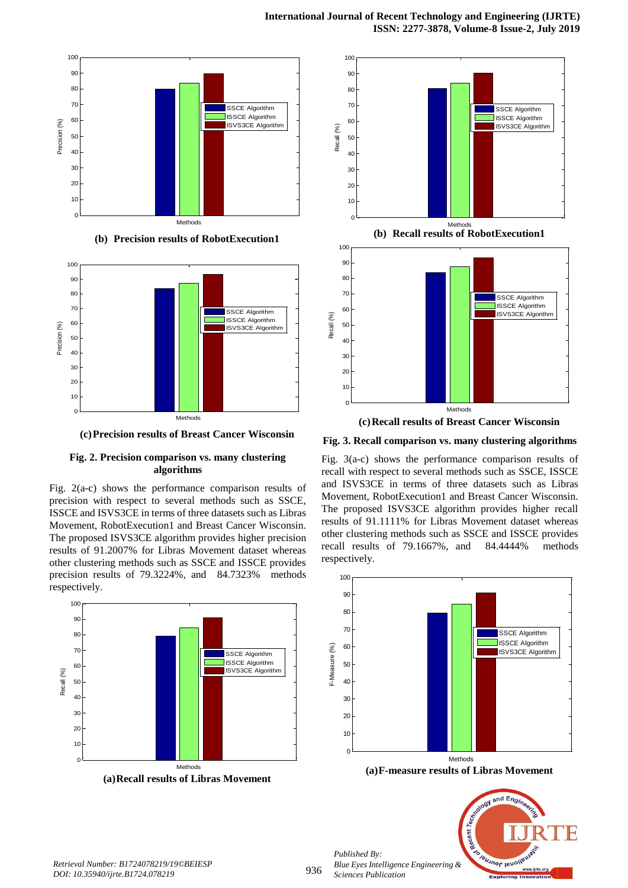**(b) Precision results of RobotExecution1**

**(c) Precision results of Breast Cancer Wisconsin**

**Fig. 2. Precision comparison vs. many clustering algorithms**

Fig. 2(a-c) shows the performance comparison results of precision with respect to several methods such as SSCE, ISSCE and ISVS3CE in terms of three datasets such as Libras Movement, RobotExecution1 and Breast Cancer Wisconsin. The proposed ISVS3CE algorithm provides higher precision results of 91.2007% for Libras Movement dataset whereas other clustering methods such as SSCE and ISSCE provides precision results of 79.3224%, and 84.7323% methods respectively.

**(a) Recall results of Libras Movement**

**(b) Recall results of RobotExecution1**

**(c) Recall results of Breast Cancer Wisconsin**

**Fig. 3. Recall comparison vs. many clustering algorithms**

Fig. 3(a-c) shows the performance comparison results of recall with respect to several methods such as SSCE, ISSCE and ISVS3CE in terms of three datasets such as Libras Movement, RobotExecution1 and Breast Cancer Wisconsin. The proposed ISVS3CE algorithm provides higher recall results of 91.1111% for Libras Movement dataset whereas other clustering methods such as SSCE and ISSCE provides recall results of 79.1667%, and 84.4444% methods respectively.

**(a) F-measure results of Libras Movement**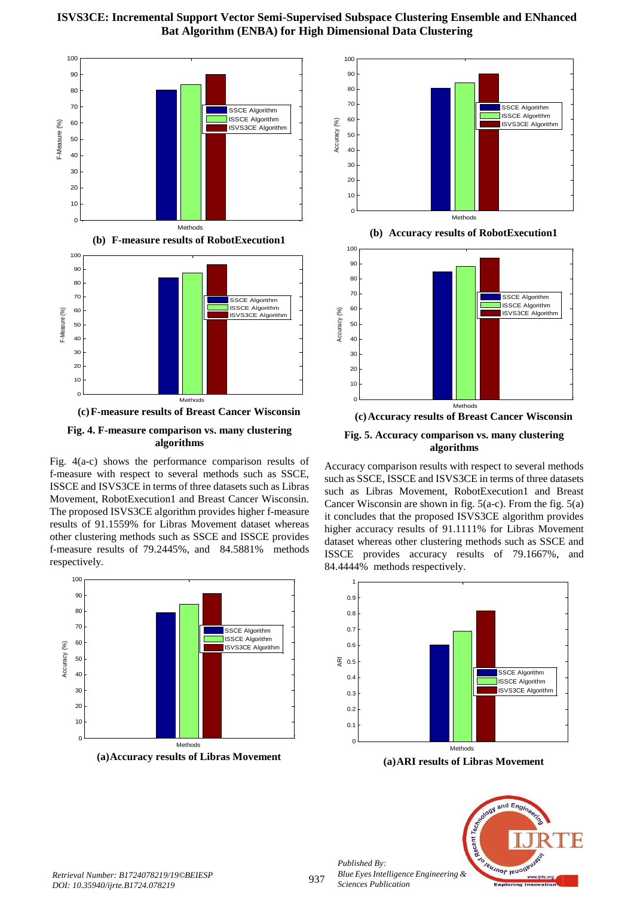**(b) F-measure results of RobotExecution1**

**(c) F-measure results of Breast Cancer Wisconsin**

**Fig. 4. F-measure comparison vs. many clustering algorithms**

Fig. 4(a-c) shows the performance comparison results of f-measure with respect to several methods such as SSCE, ISSCE and ISVS3CE in terms of three datasets such as Libras Movement, RobotExecution1 and Breast Cancer Wisconsin. The proposed ISVS3CE algorithm provides higher f-measure results of 91.1559% for Libras Movement dataset whereas other clustering methods such as SSCE and ISSCE provides f-measure results of 79.2445%, and 84.5881% methods respectively.

**(a) Accuracy results of Libras Movement**

**(b) Accuracy results of RobotExecution1**

**(c) Accuracy results of Breast Cancer Wisconsin**

**Fig. 5. Accuracy comparison vs. many clustering algorithms**

Accuracy comparison results with respect to several methods such as SSCE, ISSCE and ISVS3CE in terms of three datasets such as Libras Movement, RobotExecution1 and Breast Cancer Wisconsin are shown in fig. 5(a-c). From the fig. 5(a) it concludes that the proposed ISVS3CE algorithm provides higher accuracy results of 91.1111% for Libras Movement dataset whereas other clustering methods such as SSCE and ISSCE provides accuracy results of 79.1667%, and 84.4444% methods respectively.

**(a) ARI results of Libras Movement**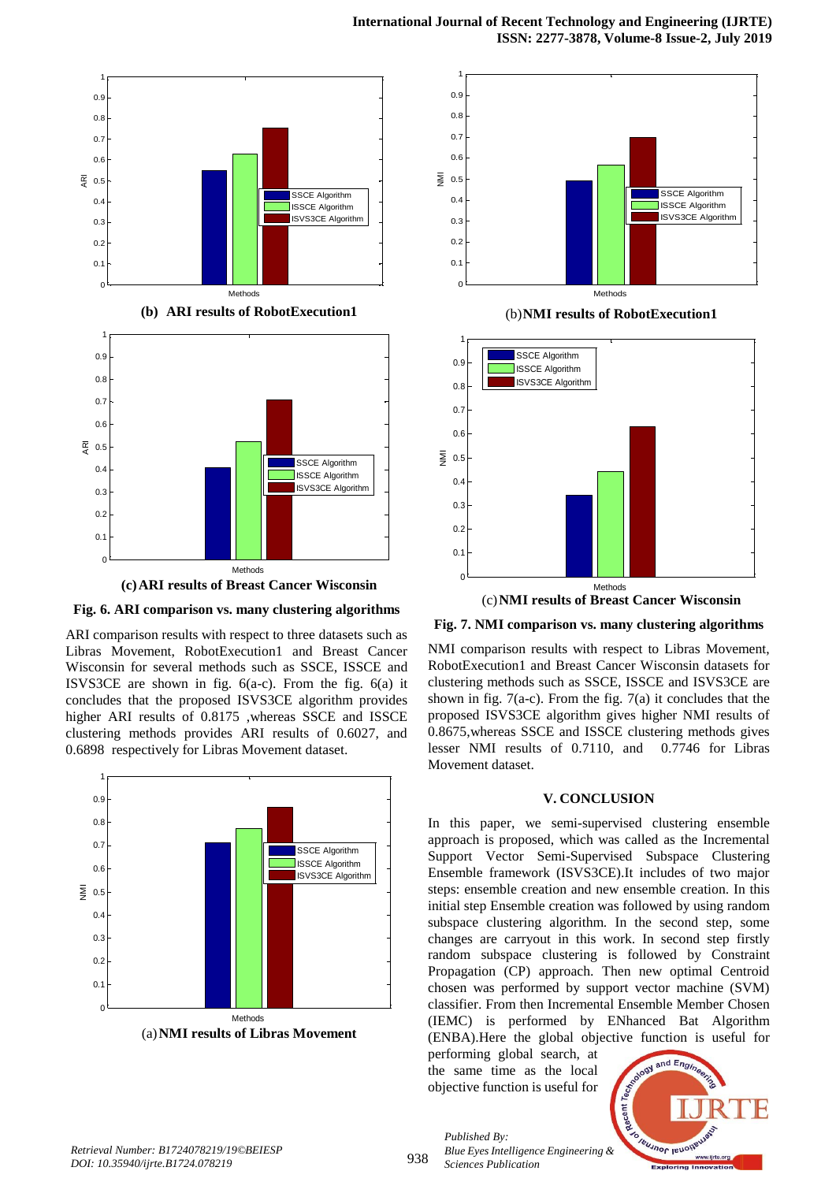(b) **ARI results of RobotExecution1**

(c) **ARI results of Breast Cancer Wisconsin**

**Fig. 6. ARI comparison vs. many clustering algorithms**

ARI comparison results with respect to three datasets such as Libras Movement, RobotExecution1 and Breast Cancer Wisconsin for several methods such as SSCE, ISSCE and ISVS3CE are shown in fig. 6(a-c). From the fig. 6(a) it concludes that the proposed ISVS3CE algorithm provides higher ARI results of 0.8175 ,whereas SSCE and ISSCE clustering methods provides ARI results of 0.6027, and 0.6898 respectively for Libras Movement dataset.

(a) **NMI results of Libras Movement**

(b) **NMI results of RobotExecution1**

(c) **NMI results of Breast Cancer Wisconsin**

**Fig. 7. NMI comparison vs. many clustering algorithms**

NMI comparison results with respect to Libras Movement, RobotExecution1 and Breast Cancer Wisconsin datasets for clustering methods such as SSCE, ISSCE and ISVS3CE are shown in fig. 7(a-c). From the fig. 7(a) it concludes that the proposed ISVS3CE algorithm gives higher NMI results of 0.8675,whereas SSCE and ISSCE clustering methods gives lesser NMI results of 0.7110, and 0.7746 for Libras Movement dataset.

## V. CONCLUSION

In this paper, we semi-supervised clustering ensemble approach is proposed, which was called as the Incremental Support Vector Semi-Supervised Subspace Clustering Ensemble framework (ISVS3CE).It includes of two major steps: ensemble creation and new ensemble creation. In this initial step Ensemble creation was followed by using random subspace clustering algorithm. In the second step, some changes are carryout in this work. In second step firstly random subspace clustering is followed by Constraint Propagation (CP) approach. Then new optimal Centroid chosen was performed by support vector machine (SVM) classifier. From then Incremental Ensemble Member Chosen (IEMC) is performed by ENhanced Bat Algorithm (ENBA).Here the global objective function is useful for performing global search, at the same time as the local objective function is useful for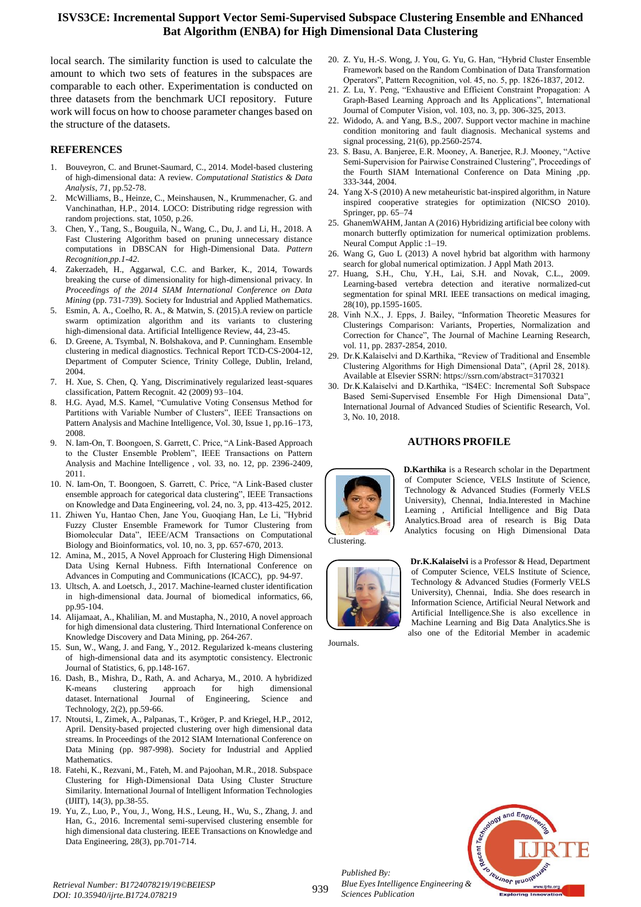local search. The similarity function is used to calculate the amount to which two sets of features in the subspaces are comparable to each other. Experimentation is conducted on three datasets from the benchmark UCI repository. Future work will focus on how to choose parameter changes based on the structure of the datasets.

## REFERENCES

1. Bouveyron, C. and Brunet-Saumard, C., 2014. Model-based clustering of high-dimensional data: A review. *Computational Statistics & Data Analysis*, *71*, pp.52-78.
2. McWilliams, B., Heinze, C., Meinshausen, N., Krummenacher, G. and Vanchinathan, H.P., 2014. LOCO: Distributing ridge regression with random projections. stat, 1050, p.26.
3. Chen, Y., Tang, S., Bouguila, N., Wang, C., Du, J. and Li, H., 2018. A Fast Clustering Algorithm based on pruning unnecessary distance computations in DBSCAN for High-Dimensional Data. *Pattern Recognition,pp.1-42*.
4. Zakerzadeh, H., Aggarwal, C.C. and Barker, K., 2014, Towards breaking the curse of dimensionality for high-dimensional privacy. In *Proceedings of the 2014 SIAM International Conference on Data Mining* (pp. 731-739). Society for Industrial and Applied Mathematics.
5. Esmin, A. A., Coelho, R. A., & Matwin, S. (2015).A review on particle swarm optimization algorithm and its variants to clustering high-dimensional data. Artificial Intelligence Review, 44, 23-45.
6. D. Greene, A. Tsymbal, N. Bolshakova, and P. Cunningham. Ensemble clustering in medical diagnostics. Technical Report TCD-CS-2004-12, Department of Computer Science, Trinity College, Dublin, Ireland, 2004.
7. H. Xue, S. Chen, Q. Yang, Discriminatively regularized least-squares classification, Pattern Recognit. 42 (2009) 93–104.
8. H.G. Ayad, M.S. Kamel, "Cumulative Voting Consensus Method for Partitions with Variable Number of Clusters", IEEE Transactions on Pattern Analysis and Machine Intelligence, Vol. 30, Issue 1, pp.16–173, 2008.
9. N. Iam-On, T. Boongoen, S. Garrett, C. Price, "A Link-Based Approach to the Cluster Ensemble Problem", IEEE Transactions on Pattern Analysis and Machine Intelligence , vol. 33, no. 12, pp. 2396-2409, 2011.
10. N. Iam-On, T. Boongoen, S. Garrett, C. Price, "A Link-Based cluster ensemble approach for categorical data clustering", IEEE Transactions on Knowledge and Data Engineering, vol. 24, no. 3, pp. 413-425, 2012.
11. Zhiwen Yu, Hantao Chen, Jane You, Guoqiang Han, Le Li, "Hybrid Fuzzy Cluster Ensemble Framework for Tumor Clustering from Biomolecular Data", IEEE/ACM Transactions on Computational Biology and Bioinformatics, vol. 10, no. 3, pp. 657-670, 2013.
12. Amina, M., 2015, A Novel Approach for Clustering High Dimensional Data Using Kernal Hubness. Fifth International Conference on Advances in Computing and Communications (ICACC), pp. 94-97.
13. Ultsch, A. and Loetsch, J., 2017. Machine-learned cluster identification in high-dimensional data. Journal of biomedical informatics, 66, pp.95-104.
14. Alijamaat, A., Khalilian, M. and Mustapha, N., 2010, A novel approach for high dimensional data clustering. Third International Conference on Knowledge Discovery and Data Mining, pp. 264-267.
15. Sun, W., Wang, J. and Fang, Y., 2012. Regularized k-means clustering of high-dimensional data and its asymptotic consistency. Electronic Journal of Statistics, 6, pp.148-167.
16. Dash, B., Mishra, D., Rath, A. and Acharya, M., 2010. A hybridized K-means clustering approach for high dimensional dataset. International Journal of Engineering, Science and Technology, 2(2), pp.59-66.
17. Ntoutsi, I., Zimek, A., Palpanas, T., Kröger, P. and Kriegel, H.P., 2012, April. Density-based projected clustering over high dimensional data streams. In Proceedings of the 2012 SIAM International Conference on Data Mining (pp. 987-998). Society for Industrial and Applied Mathematics.
18. Fatehi, K., Rezvani, M., Fateh, M. and Pajoohan, M.R., 2018. Subspace Clustering for High-Dimensional Data Using Cluster Structure Similarity. International Journal of Intelligent Information Technologies (IJIIT), 14(3), pp.38-55.
19. Yu, Z., Luo, P., You, J., Wong, H.S., Leung, H., Wu, S., Zhang, J. and Han, G., 2016. Incremental semi-supervised clustering ensemble for high dimensional data clustering. IEEE Transactions on Knowledge and Data Engineering, 28(3), pp.701-714.
20. Z. Yu, H.-S. Wong, J. You, G. Yu, G. Han, "Hybrid Cluster Ensemble Framework based on the Random Combination of Data Transformation Operators", Pattern Recognition, vol. 45, no. 5, pp. 1826-1837, 2012.
21. Z. Lu, Y. Peng, "Exhaustive and Efficient Constraint Propagation: A Graph-Based Learning Approach and Its Applications", International Journal of Computer Vision, vol. 103, no. 3, pp. 306-325, 2013.
22. Widodo, A. and Yang, B.S., 2007. Support vector machine in machine condition monitoring and fault diagnosis. Mechanical systems and signal processing, 21(6), pp.2560-2574.
23. S. Basu, A. Banjeree, E.R. Mooney, A. Banerjee, R.J. Mooney, "Active Semi-Supervision for Pairwise Constrained Clustering", Proceedings of the Fourth SIAM International Conference on Data Mining ,pp. 333-344, 2004.
24. Yang X-S (2010) A new metaheuristic bat-inspired algorithm, in Nature inspired cooperative strategies for optimization (NICSO 2010). Springer, pp. 65–74
25. GhanemWAHM, Jantan A (2016) Hybridizing artificial bee colony with monarch butterfly optimization for numerical optimization problems. Neural Comput Applic :1–19.
26. Wang G, Guo L (2013) A novel hybrid bat algorithm with harmony search for global numerical optimization. J Appl Math 2013.
27. Huang, S.H., Chu, Y.H., Lai, S.H. and Novak, C.L., 2009. Learning-based vertebra detection and iterative normalized-cut segmentation for spinal MRI. IEEE transactions on medical imaging, 28(10), pp.1595-1605.
28. Vinh N.X., J. Epps, J. Bailey, "Information Theoretic Measures for Clusterings Comparison: Variants, Properties, Normalization and Correction for Chance", The Journal of Machine Learning Research, vol. 11, pp. 2837-2854, 2010.
29. Dr.K.Kalaiselvi and D.Karthika, "Review of Traditional and Ensemble Clustering Algorithms for High Dimensional Data", (April 28, 2018). Available at Elsevier SSRN: https://ssrn.com/abstract=3170321
30. Dr.K.Kalaiselvi and D.Karthika, "IS4EC: Incremental Soft Subspace Based Semi-Supervised Ensemble For High Dimensional Data", International Journal of Advanced Studies of Scientific Research, Vol. 3, No. 10, 2018.

## AUTHORS PROFILE

**D.Karthika** is a Research scholar in the Department of Computer Science, VELS Institute of Science, Technology & Advanced Studies (Formerly VELS University), Chennai, India.Interested in Machine Learning , Artificial Intelligence and Big Data Analytics.Broad area of research is Big Data Analytics focusing on High Dimensional Data Clustering.

**Dr.K.Kalaiselvi** is a Professor & Head, Department of Computer Science, VELS Institute of Science, Technology & Advanced Studies (Formerly VELS University), Chennai, India. She does research in Information Science, Artificial Neural Network and Artificial Intelligence.She is also excellence in Machine Learning and Big Data Analytics.She is also one of the Editorial Member in academic Journals.